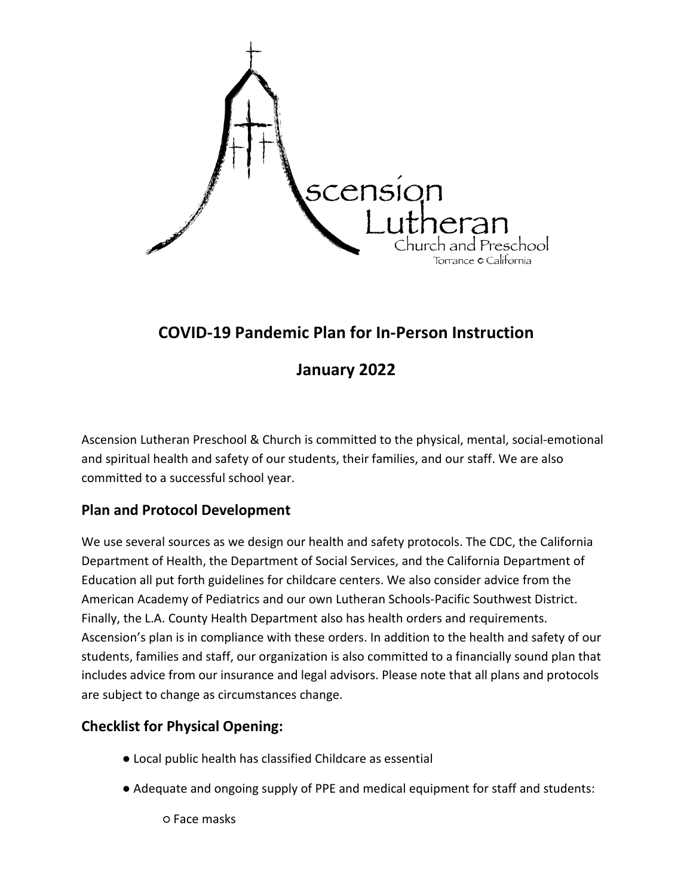# COVID-19 Pandemic Plan for In-Person Instruction

## January 2022

Ascension Lutheran Preschool & Church is committed to the physical, mental, social-emotional and spiritual health and safety of our students, their families, and our staff. We are also committed to a successful school year.

### Plan and Protocol Development

We use several sources as we design our health and safety protocols. The CDC, the California Department of Health, the Department of Social Services, and the California Department of Education all put forth guidelines for childcare centers. We also consider advice from the American Academy of Pediatrics and our own Lutheran Schools-Pacific Southwest District. Finally, the L.A. County Health Department also has health orders and requirements. Ascension's plan is in compliance with these orders. In addition to the health and safety of our students, families and staff, our organization is also committed to a financially sound plan that includes advice from our insurance and legal advisors. Please note that all plans and protocols are subject to change as circumstances change.

### Checklist for Physical Opening:

- Local public health has classified Childcare as essential
- Adequate and ongoing supply of PPE and medical equipment for staff and students:
  - Face masks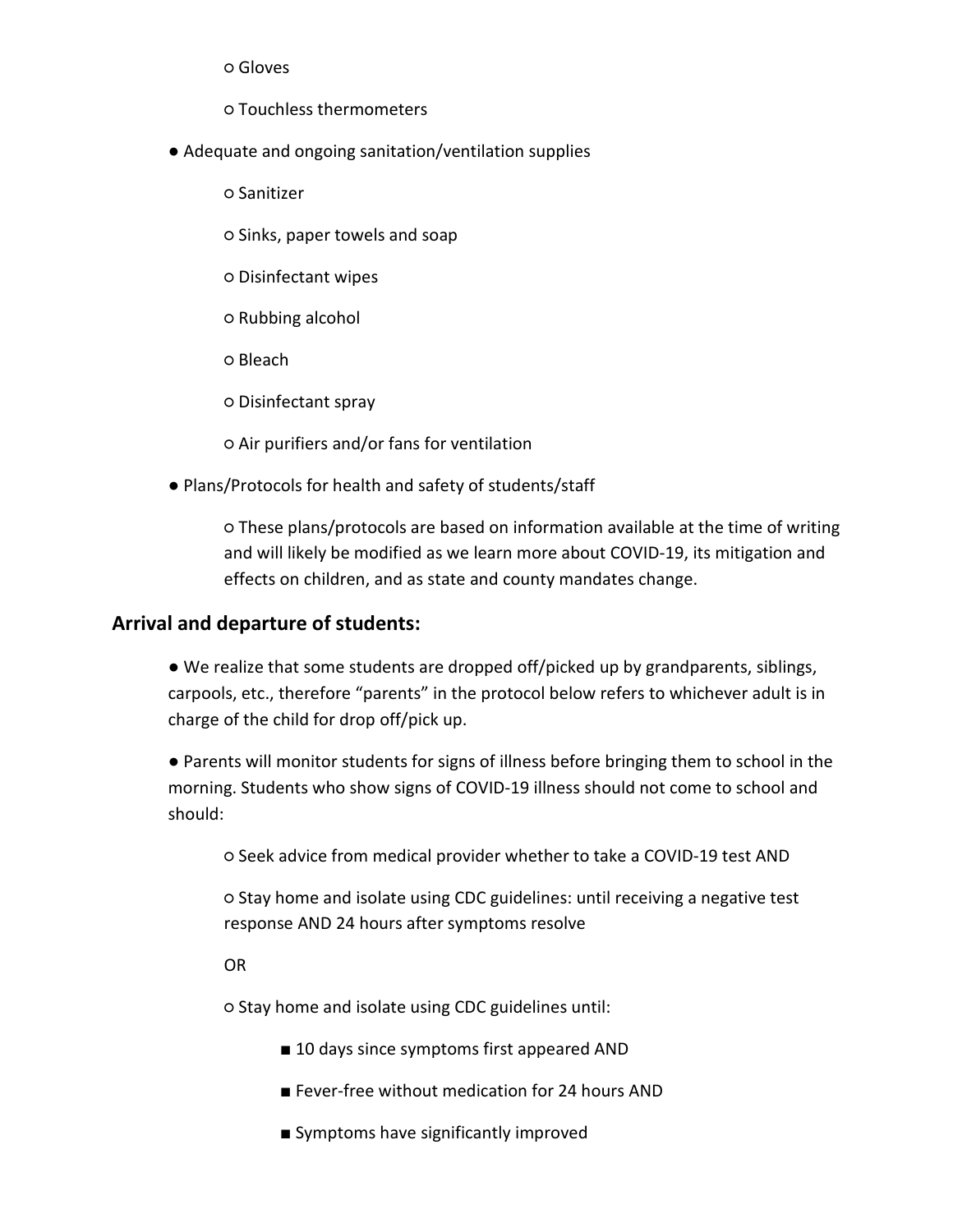- Gloves
  - Touchless thermometers
- Adequate and ongoing sanitation/ventilation supplies
  - Sanitizer
  - Sinks, paper towels and soap
  - Disinfectant wipes
  - Rubbing alcohol
  - Bleach
  - Disinfectant spray
  - Air purifiers and/or fans for ventilation
- Plans/Protocols for health and safety of students/staff
  - These plans/protocols are based on information available at the time of writing and will likely be modified as we learn more about COVID-19, its mitigation and effects on children, and as state and county mandates change.

## Arrival and departure of students:

- We realize that some students are dropped off/picked up by grandparents, siblings, carpools, etc., therefore "parents" in the protocol below refers to whichever adult is in charge of the child for drop off/pick up.
- Parents will monitor students for signs of illness before bringing them to school in the morning. Students who show signs of COVID-19 illness should not come to school and should:
  - Seek advice from medical provider whether to take a COVID-19 test AND
  - Stay home and isolate using CDC guidelines: until receiving a negative test response AND 24 hours after symptoms resolve

  OR

  - Stay home and isolate using CDC guidelines until:
    - 10 days since symptoms first appeared AND
    - Fever-free without medication for 24 hours AND
    - Symptoms have significantly improved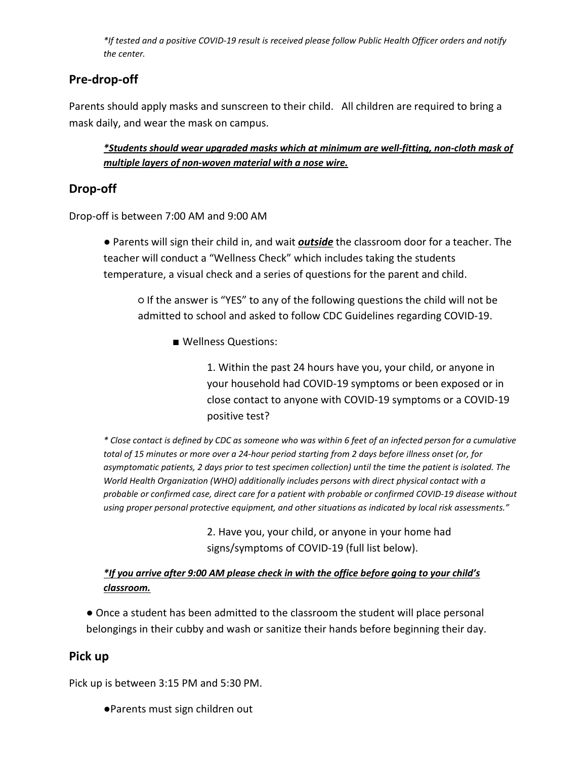*\*If tested and a positive COVID-19 result is received please follow Public Health Officer orders and notify the center.*

## Pre-drop-off

Parents should apply masks and sunscreen to their child. All children are required to bring a mask daily, and wear the mask on campus.

> ***<u>*Students should wear upgraded masks which at minimum are well-fitting, non-cloth mask of multiple layers of non-woven material with a nose wire.</u>***

## Drop-off

Drop-off is between 7:00 AM and 9:00 AM

- Parents will sign their child in, and wait ***<u>outside</u>*** the classroom door for a teacher. The teacher will conduct a "Wellness Check" which includes taking the students temperature, a visual check and a series of questions for the parent and child.
  - If the answer is "YES" to any of the following questions the child will not be admitted to school and asked to follow CDC Guidelines regarding COVID-19.
    - Wellness Questions:
      1. Within the past 24 hours have you, your child, or anyone in your household had COVID-19 symptoms or been exposed or in close contact to anyone with COVID-19 symptoms or a COVID-19 positive test?

*\* Close contact is defined by CDC as someone who was within 6 feet of an infected person for a cumulative total of 15 minutes or more over a 24-hour period starting from 2 days before illness onset (or, for asymptomatic patients, 2 days prior to test specimen collection) until the time the patient is isolated. The World Health Organization (WHO) additionally includes persons with direct physical contact with a probable or confirmed case, direct care for a patient with probable or confirmed COVID-19 disease without using proper personal protective equipment, and other situations as indicated by local risk assessments."*

      2. Have you, your child, or anyone in your home had signs/symptoms of COVID-19 (full list below).

***<u>*If you arrive after 9:00 AM please check in with the office before going to your child's classroom.</u>***

- Once a student has been admitted to the classroom the student will place personal belongings in their cubby and wash or sanitize their hands before beginning their day.

## Pick up

Pick up is between 3:15 PM and 5:30 PM.

- Parents must sign children out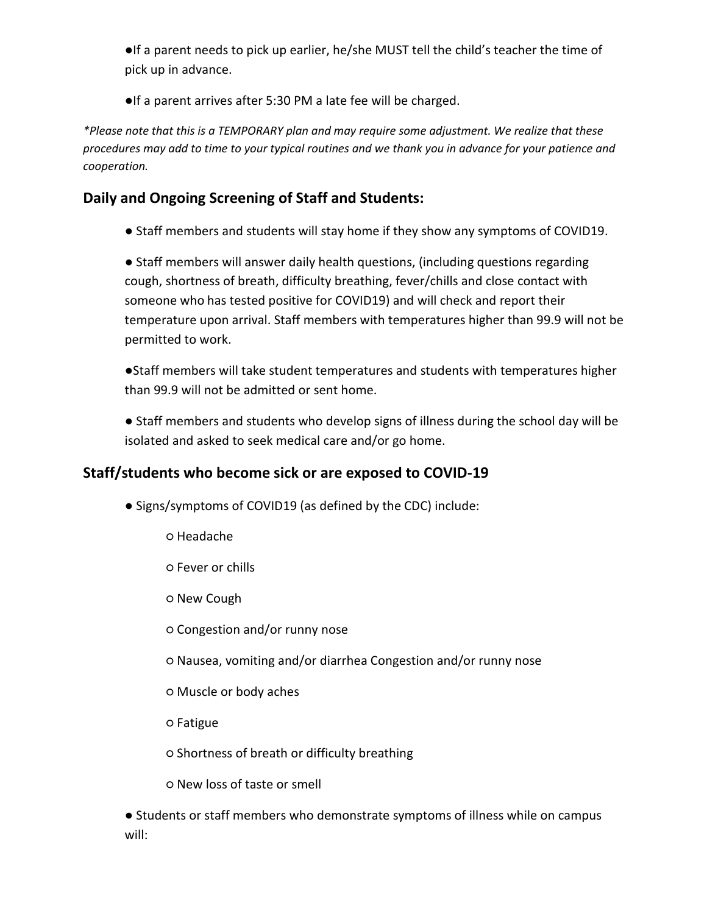- If a parent needs to pick up earlier, he/she MUST tell the child's teacher the time of pick up in advance.
- If a parent arrives after 5:30 PM a late fee will be charged.

*\*Please note that this is a TEMPORARY plan and may require some adjustment. We realize that these procedures may add to time to your typical routines and we thank you in advance for your patience and cooperation.*

## Daily and Ongoing Screening of Staff and Students:

- Staff members and students will stay home if they show any symptoms of COVID19.
- Staff members will answer daily health questions, (including questions regarding cough, shortness of breath, difficulty breathing, fever/chills and close contact with someone who has tested positive for COVID19) and will check and report their temperature upon arrival. Staff members with temperatures higher than 99.9 will not be permitted to work.
- Staff members will take student temperatures and students with temperatures higher than 99.9 will not be admitted or sent home.
- Staff members and students who develop signs of illness during the school day will be isolated and asked to seek medical care and/or go home.

## Staff/students who become sick or are exposed to COVID-19

- Signs/symptoms of COVID19 (as defined by the CDC) include:
  - Headache
  - Fever or chills
  - New Cough
  - Congestion and/or runny nose
  - Nausea, vomiting and/or diarrhea Congestion and/or runny nose
  - Muscle or body aches
  - Fatigue
  - Shortness of breath or difficulty breathing
  - New loss of taste or smell
- Students or staff members who demonstrate symptoms of illness while on campus will: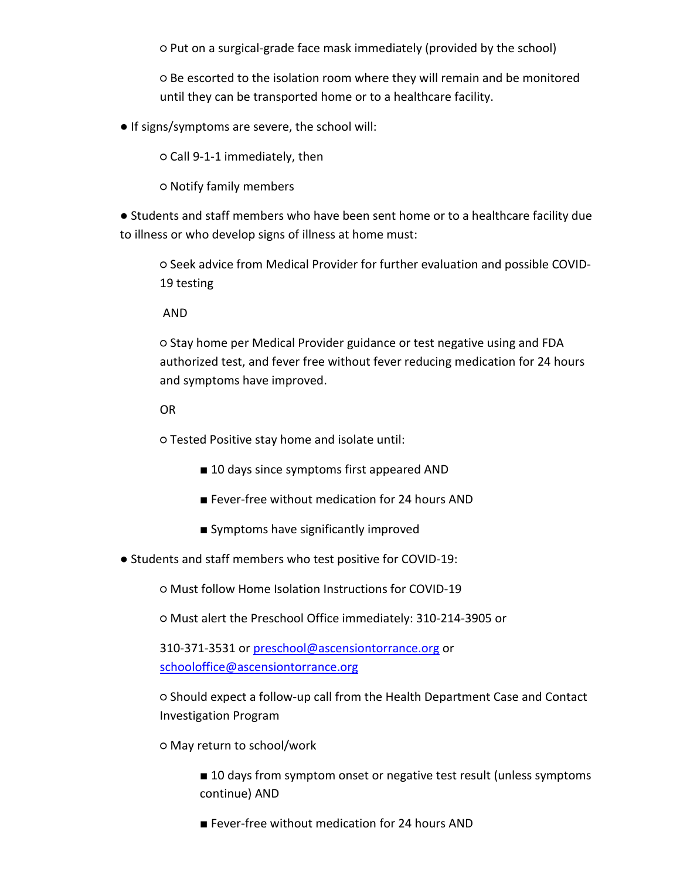- Put on a surgical-grade face mask immediately (provided by the school)
- Be escorted to the isolation room where they will remain and be monitored until they can be transported home or to a healthcare facility.

- If signs/symptoms are severe, the school will:
  - Call 9-1-1 immediately, then
  - Notify family members

- Students and staff members who have been sent home or to a healthcare facility due to illness or who develop signs of illness at home must:
  - Seek advice from Medical Provider for further evaluation and possible COVID-19 testing

    AND

  - Stay home per Medical Provider guidance or test negative using and FDA authorized test, and fever free without fever reducing medication for 24 hours and symptoms have improved.

    OR

  - Tested Positive stay home and isolate until:
    - 10 days since symptoms first appeared AND
    - Fever-free without medication for 24 hours AND
    - Symptoms have significantly improved

- Students and staff members who test positive for COVID-19:
  - Must follow Home Isolation Instructions for COVID-19
  - Must alert the Preschool Office immediately: 310-214-3905 or

    310-371-3531 or [preschool@ascensiontorrance.org](mailto:preschool@ascensiontorrance.org) or [schooloffice@ascensiontorrance.org](mailto:schooloffice@ascensiontorrance.org)
  - Should expect a follow-up call from the Health Department Case and Contact Investigation Program
  - May return to school/work
    - 10 days from symptom onset or negative test result (unless symptoms continue) AND
    - Fever-free without medication for 24 hours AND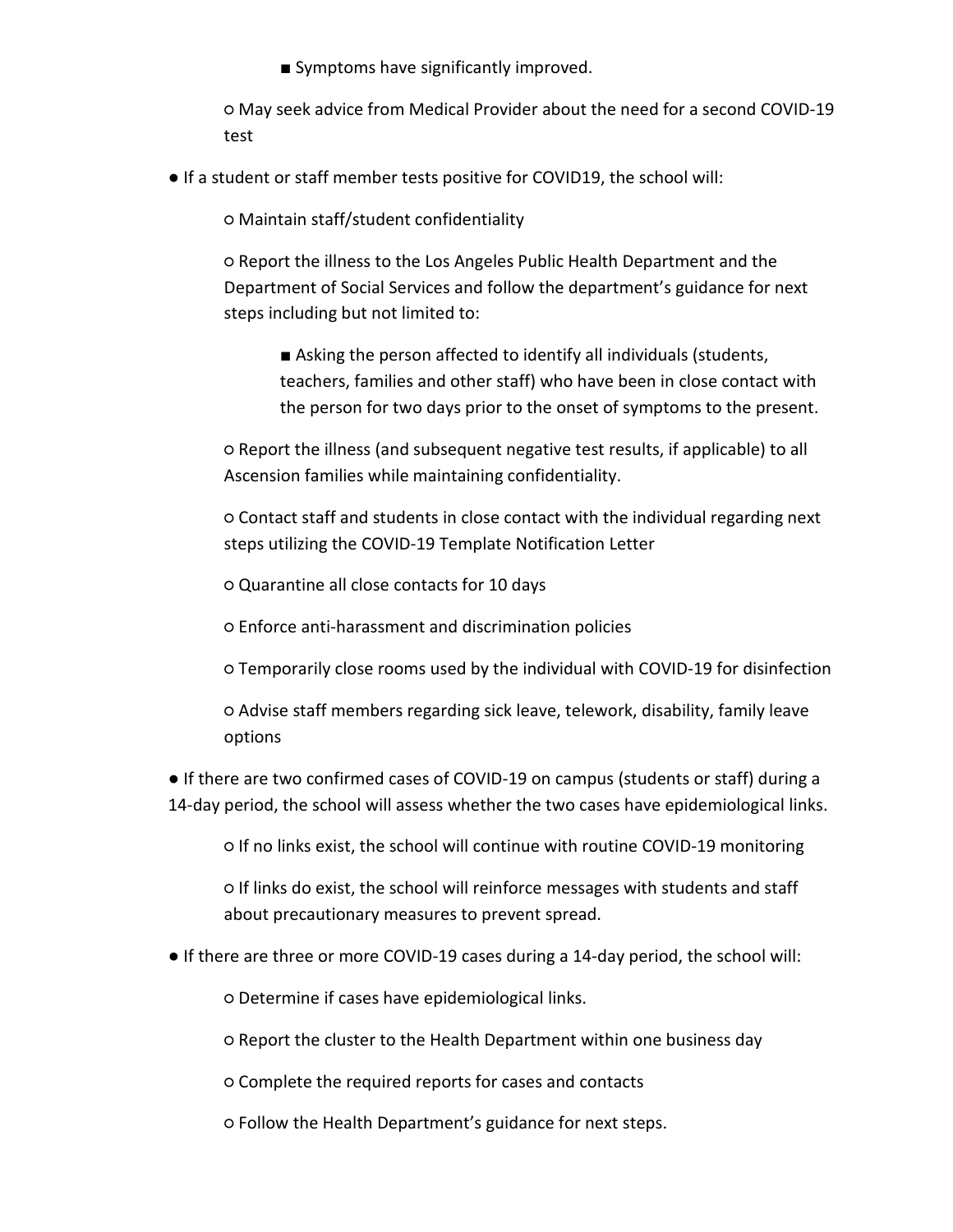- Symptoms have significantly improved.
    - May seek advice from Medical Provider about the need for a second COVID-19 test

- If a student or staff member tests positive for COVID19, the school will:
    - Maintain staff/student confidentiality
    - Report the illness to the Los Angeles Public Health Department and the Department of Social Services and follow the department's guidance for next steps including but not limited to:
        - Asking the person affected to identify all individuals (students, teachers, families and other staff) who have been in close contact with the person for two days prior to the onset of symptoms to the present.
    - Report the illness (and subsequent negative test results, if applicable) to all Ascension families while maintaining confidentiality.
    - Contact staff and students in close contact with the individual regarding next steps utilizing the COVID-19 Template Notification Letter
    - Quarantine all close contacts for 10 days
    - Enforce anti-harassment and discrimination policies
    - Temporarily close rooms used by the individual with COVID-19 for disinfection
    - Advise staff members regarding sick leave, telework, disability, family leave options

- If there are two confirmed cases of COVID-19 on campus (students or staff) during a 14-day period, the school will assess whether the two cases have epidemiological links.
    - If no links exist, the school will continue with routine COVID-19 monitoring
    - If links do exist, the school will reinforce messages with students and staff about precautionary measures to prevent spread.

- If there are three or more COVID-19 cases during a 14-day period, the school will:
    - Determine if cases have epidemiological links.
    - Report the cluster to the Health Department within one business day
    - Complete the required reports for cases and contacts
    - Follow the Health Department's guidance for next steps.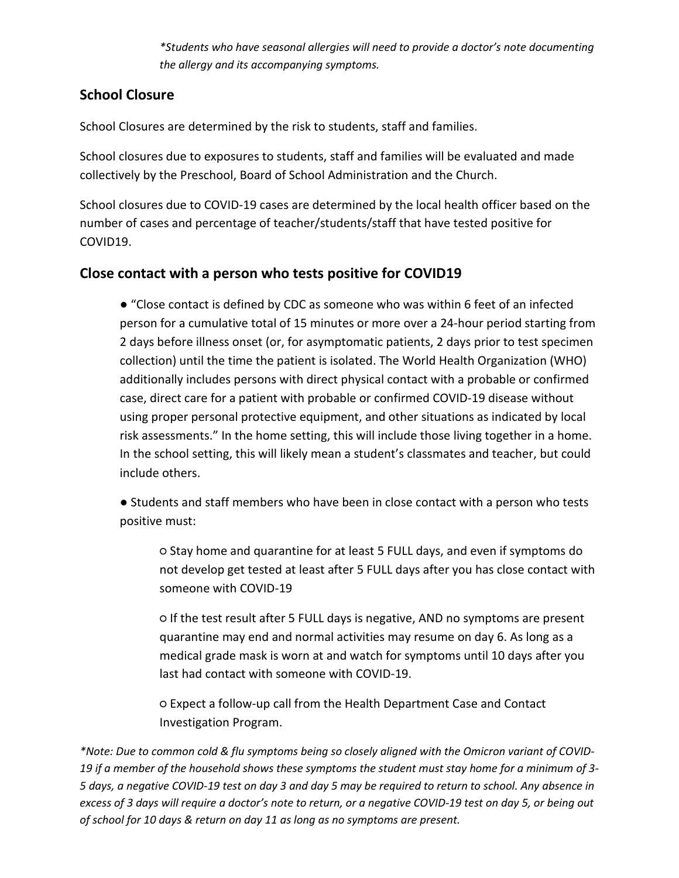*\*Students who have seasonal allergies will need to provide a doctor's note documenting the allergy and its accompanying symptoms.*

## School Closure

School Closures are determined by the risk to students, staff and families.

School closures due to exposures to students, staff and families will be evaluated and made collectively by the Preschool, Board of School Administration and the Church.

School closures due to COVID-19 cases are determined by the local health officer based on the number of cases and percentage of teacher/students/staff that have tested positive for COVID19.

## Close contact with a person who tests positive for COVID19

- "Close contact is defined by CDC as someone who was within 6 feet of an infected person for a cumulative total of 15 minutes or more over a 24-hour period starting from 2 days before illness onset (or, for asymptomatic patients, 2 days prior to test specimen collection) until the time the patient is isolated. The World Health Organization (WHO) additionally includes persons with direct physical contact with a probable or confirmed case, direct care for a patient with probable or confirmed COVID-19 disease without using proper personal protective equipment, and other situations as indicated by local risk assessments." In the home setting, this will include those living together in a home. In the school setting, this will likely mean a student's classmates and teacher, but could include others.
- Students and staff members who have been in close contact with a person who tests positive must:
    - Stay home and quarantine for at least 5 FULL days, and even if symptoms do not develop get tested at least after 5 FULL days after you has close contact with someone with COVID-19
    - If the test result after 5 FULL days is negative, AND no symptoms are present quarantine may end and normal activities may resume on day 6. As long as a medical grade mask is worn at and watch for symptoms until 10 days after you last had contact with someone with COVID-19.
    - Expect a follow-up call from the Health Department Case and Contact Investigation Program.

*\*Note: Due to common cold & flu symptoms being so closely aligned with the Omicron variant of COVID-19 if a member of the household shows these symptoms the student must stay home for a minimum of 3-5 days, a negative COVID-19 test on day 3 and day 5 may be required to return to school. Any absence in excess of 3 days will require a doctor's note to return, or a negative COVID-19 test on day 5, or being out of school for 10 days & return on day 11 as long as no symptoms are present.*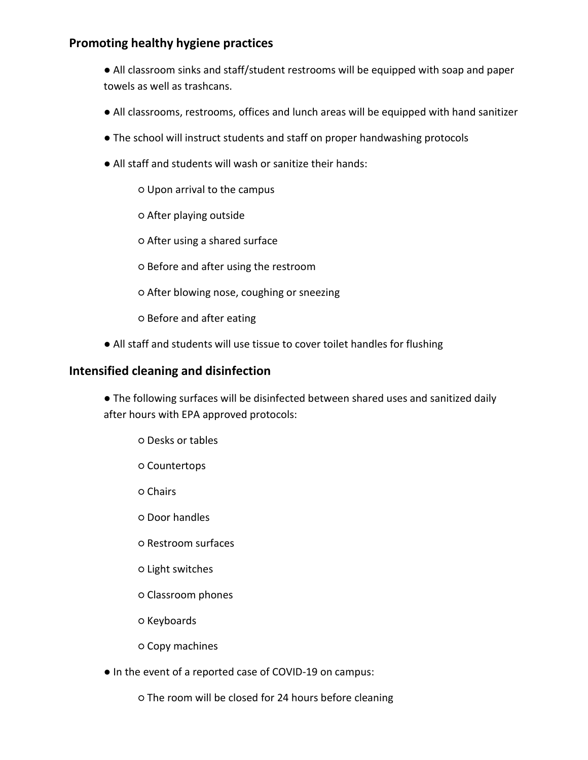### Promoting healthy hygiene practices

- All classroom sinks and staff/student restrooms will be equipped with soap and paper towels as well as trashcans.
- All classrooms, restrooms, offices and lunch areas will be equipped with hand sanitizer
- The school will instruct students and staff on proper handwashing protocols
- All staff and students will wash or sanitize their hands:
  - Upon arrival to the campus
  - After playing outside
  - After using a shared surface
  - Before and after using the restroom
  - After blowing nose, coughing or sneezing
  - Before and after eating
- All staff and students will use tissue to cover toilet handles for flushing

### Intensified cleaning and disinfection

- The following surfaces will be disinfected between shared uses and sanitized daily after hours with EPA approved protocols:
  - Desks or tables
  - Countertops
  - Chairs
  - Door handles
  - Restroom surfaces
  - Light switches
  - Classroom phones
  - Keyboards
  - Copy machines
- In the event of a reported case of COVID-19 on campus:
  - The room will be closed for 24 hours before cleaning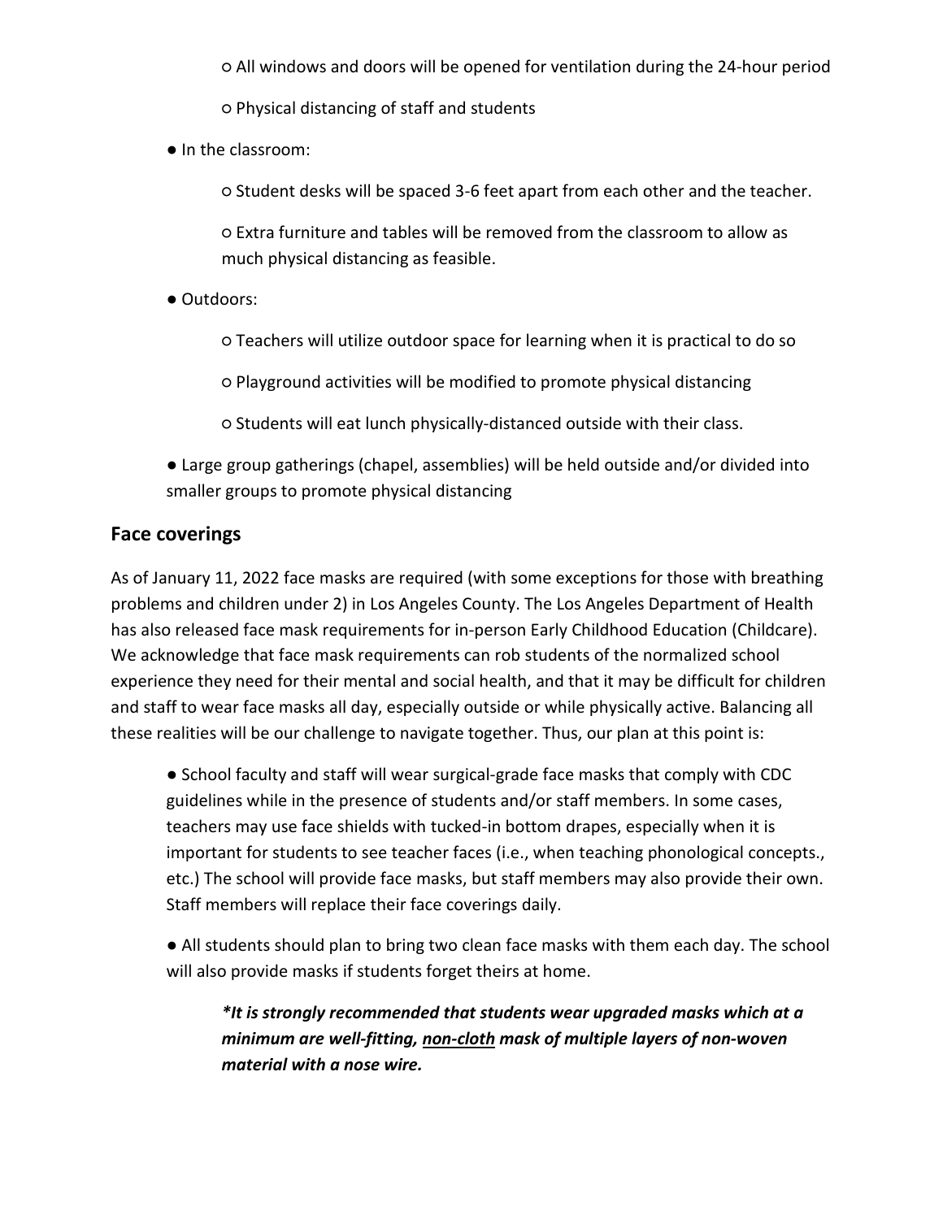- All windows and doors will be opened for ventilation during the 24-hour period
  - Physical distancing of staff and students

- In the classroom:
  - Student desks will be spaced 3-6 feet apart from each other and the teacher.
  - Extra furniture and tables will be removed from the classroom to allow as much physical distancing as feasible.

- Outdoors:
  - Teachers will utilize outdoor space for learning when it is practical to do so
  - Playground activities will be modified to promote physical distancing
  - Students will eat lunch physically-distanced outside with their class.

- Large group gatherings (chapel, assemblies) will be held outside and/or divided into smaller groups to promote physical distancing

## Face coverings

As of January 11, 2022 face masks are required (with some exceptions for those with breathing problems and children under 2) in Los Angeles County. The Los Angeles Department of Health has also released face mask requirements for in-person Early Childhood Education (Childcare). We acknowledge that face mask requirements can rob students of the normalized school experience they need for their mental and social health, and that it may be difficult for children and staff to wear face masks all day, especially outside or while physically active. Balancing all these realities will be our challenge to navigate together. Thus, our plan at this point is:

- School faculty and staff will wear surgical-grade face masks that comply with CDC guidelines while in the presence of students and/or staff members. In some cases, teachers may use face shields with tucked-in bottom drapes, especially when it is important for students to see teacher faces (i.e., when teaching phonological concepts., etc.) The school will provide face masks, but staff members may also provide their own. Staff members will replace their face coverings daily.

- All students should plan to bring two clean face masks with them each day. The school will also provide masks if students forget theirs at home.

  ***It is strongly recommended that students wear upgraded masks which at a minimum are well-fitting, <u>non-cloth</u> mask of multiple layers of non-woven material with a nose wire.***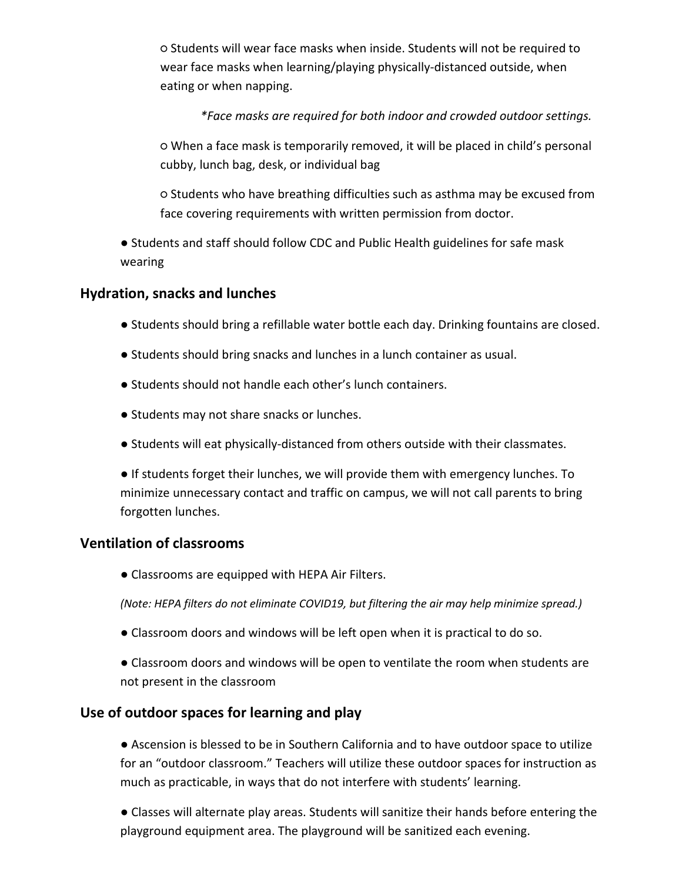- Students will wear face masks when inside. Students will not be required to wear face masks when learning/playing physically-distanced outside, when eating or when napping.

      *\*Face masks are required for both indoor and crowded outdoor settings.*

    - When a face mask is temporarily removed, it will be placed in child's personal cubby, lunch bag, desk, or individual bag

    - Students who have breathing difficulties such as asthma may be excused from face covering requirements with written permission from doctor.

- Students and staff should follow CDC and Public Health guidelines for safe mask wearing

### Hydration, snacks and lunches

- Students should bring a refillable water bottle each day. Drinking fountains are closed.
- Students should bring snacks and lunches in a lunch container as usual.
- Students should not handle each other's lunch containers.
- Students may not share snacks or lunches.
- Students will eat physically-distanced from others outside with their classmates.
- If students forget their lunches, we will provide them with emergency lunches. To minimize unnecessary contact and traffic on campus, we will not call parents to bring forgotten lunches.

### Ventilation of classrooms

- Classrooms are equipped with HEPA Air Filters.

*(Note: HEPA filters do not eliminate COVID19, but filtering the air may help minimize spread.)*

- Classroom doors and windows will be left open when it is practical to do so.
- Classroom doors and windows will be open to ventilate the room when students are not present in the classroom

### Use of outdoor spaces for learning and play

- Ascension is blessed to be in Southern California and to have outdoor space to utilize for an "outdoor classroom." Teachers will utilize these outdoor spaces for instruction as much as practicable, in ways that do not interfere with students' learning.
- Classes will alternate play areas. Students will sanitize their hands before entering the playground equipment area. The playground will be sanitized each evening.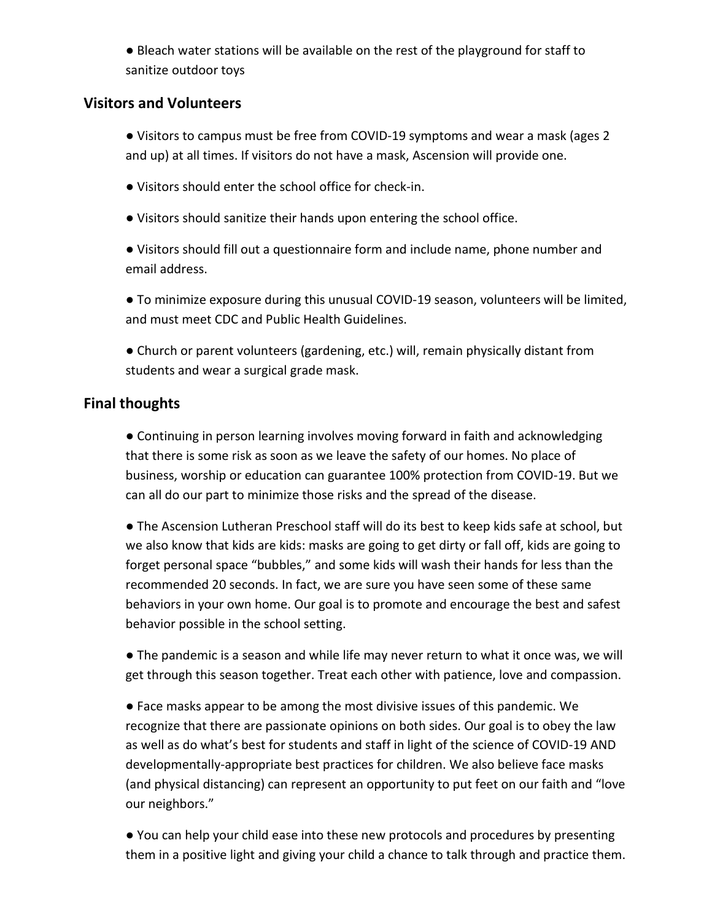- Bleach water stations will be available on the rest of the playground for staff to sanitize outdoor toys

## Visitors and Volunteers

- Visitors to campus must be free from COVID-19 symptoms and wear a mask (ages 2 and up) at all times. If visitors do not have a mask, Ascension will provide one.
- Visitors should enter the school office for check-in.
- Visitors should sanitize their hands upon entering the school office.
- Visitors should fill out a questionnaire form and include name, phone number and email address.
- To minimize exposure during this unusual COVID-19 season, volunteers will be limited, and must meet CDC and Public Health Guidelines.
- Church or parent volunteers (gardening, etc.) will, remain physically distant from students and wear a surgical grade mask.

## Final thoughts

- Continuing in person learning involves moving forward in faith and acknowledging that there is some risk as soon as we leave the safety of our homes. No place of business, worship or education can guarantee 100% protection from COVID-19. But we can all do our part to minimize those risks and the spread of the disease.
- The Ascension Lutheran Preschool staff will do its best to keep kids safe at school, but we also know that kids are kids: masks are going to get dirty or fall off, kids are going to forget personal space "bubbles," and some kids will wash their hands for less than the recommended 20 seconds. In fact, we are sure you have seen some of these same behaviors in your own home. Our goal is to promote and encourage the best and safest behavior possible in the school setting.
- The pandemic is a season and while life may never return to what it once was, we will get through this season together. Treat each other with patience, love and compassion.
- Face masks appear to be among the most divisive issues of this pandemic. We recognize that there are passionate opinions on both sides. Our goal is to obey the law as well as do what's best for students and staff in light of the science of COVID-19 AND developmentally-appropriate best practices for children. We also believe face masks (and physical distancing) can represent an opportunity to put feet on our faith and "love our neighbors."
- You can help your child ease into these new protocols and procedures by presenting them in a positive light and giving your child a chance to talk through and practice them.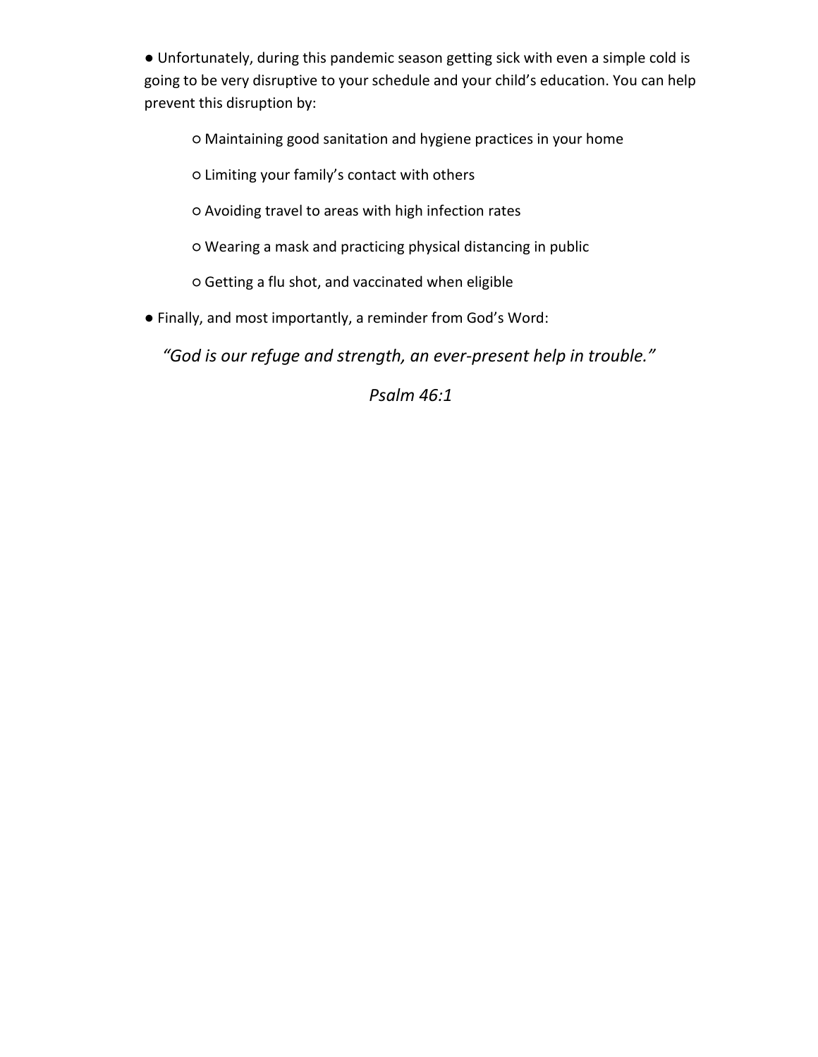- Unfortunately, during this pandemic season getting sick with even a simple cold is going to be very disruptive to your schedule and your child's education. You can help prevent this disruption by:
    - Maintaining good sanitation and hygiene practices in your home
    - Limiting your family's contact with others
    - Avoiding travel to areas with high infection rates
    - Wearing a mask and practicing physical distancing in public
    - Getting a flu shot, and vaccinated when eligible
- Finally, and most importantly, a reminder from God's Word:

*"God is our refuge and strength, an ever-present help in trouble."*

*Psalm 46:1*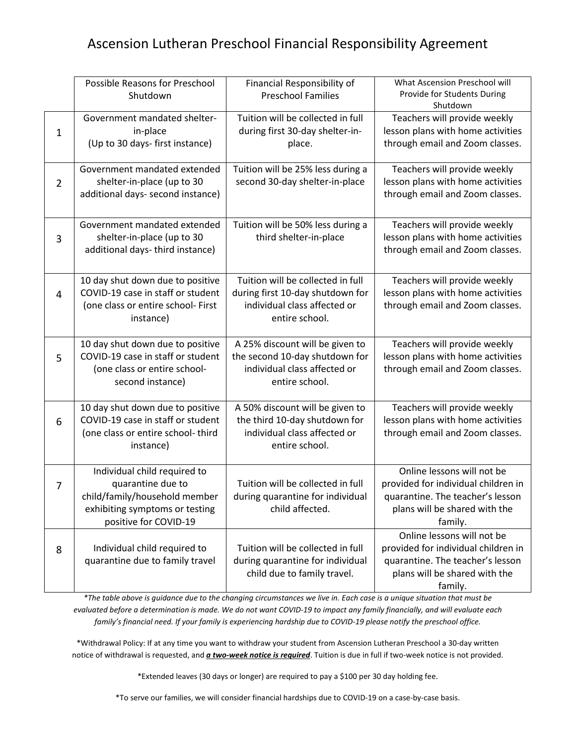# Ascension Lutheran Preschool Financial Responsibility Agreement

| | Possible Reasons for Preschool Shutdown | Financial Responsibility of Preschool Families | What Ascension Preschool will Provide for Students During Shutdown |
|---|---|---|---|
| 1 | Government mandated shelter-in-place (Up to 30 days- first instance) | Tuition will be collected in full during first 30-day shelter-in-place. | Teachers will provide weekly lesson plans with home activities through email and Zoom classes. |
| 2 | Government mandated extended shelter-in-place (up to 30 additional days- second instance) | Tuition will be 25% less during a second 30-day shelter-in-place | Teachers will provide weekly lesson plans with home activities through email and Zoom classes. |
| 3 | Government mandated extended shelter-in-place (up to 30 additional days- third instance) | Tuition will be 50% less during a third shelter-in-place | Teachers will provide weekly lesson plans with home activities through email and Zoom classes. |
| 4 | 10 day shut down due to positive COVID-19 case in staff or student (one class or entire school- First instance) | Tuition will be collected in full during first 10-day shutdown for individual class affected or entire school. | Teachers will provide weekly lesson plans with home activities through email and Zoom classes. |
| 5 | 10 day shut down due to positive COVID-19 case in staff or student (one class or entire school- second instance) | A 25% discount will be given to the second 10-day shutdown for individual class affected or entire school. | Teachers will provide weekly lesson plans with home activities through email and Zoom classes. |
| 6 | 10 day shut down due to positive COVID-19 case in staff or student (one class or entire school- third instance) | A 50% discount will be given to the third 10-day shutdown for individual class affected or entire school. | Teachers will provide weekly lesson plans with home activities through email and Zoom classes. |
| 7 | Individual child required to quarantine due to child/family/household member exhibiting symptoms or testing positive for COVID-19 | Tuition will be collected in full during quarantine for individual child affected. | Online lessons will not be provided for individual children in quarantine. The teacher's lesson plans will be shared with the family. |
| 8 | Individual child required to quarantine due to family travel | Tuition will be collected in full during quarantine for individual child due to family travel. | Online lessons will not be provided for individual children in quarantine. The teacher's lesson plans will be shared with the family. |

*\*The table above is guidance due to the changing circumstances we live in. Each case is a unique situation that must be evaluated before a determination is made. We do not want COVID-19 to impact any family financially, and will evaluate each family's financial need. If your family is experiencing hardship due to COVID-19 please notify the preschool office.*

*Withdrawal Policy: If at any time you want to withdraw your student from Ascension Lutheran Preschool a 30-day written notice of withdrawal is requested, and ***a two-week notice is required***. Tuition is due in full if two-week notice is not provided.

*Extended leaves (30 days or longer) are required to pay a $100 per 30 day holding fee.

*To serve our families, we will consider financial hardships due to COVID-19 on a case-by-case basis.